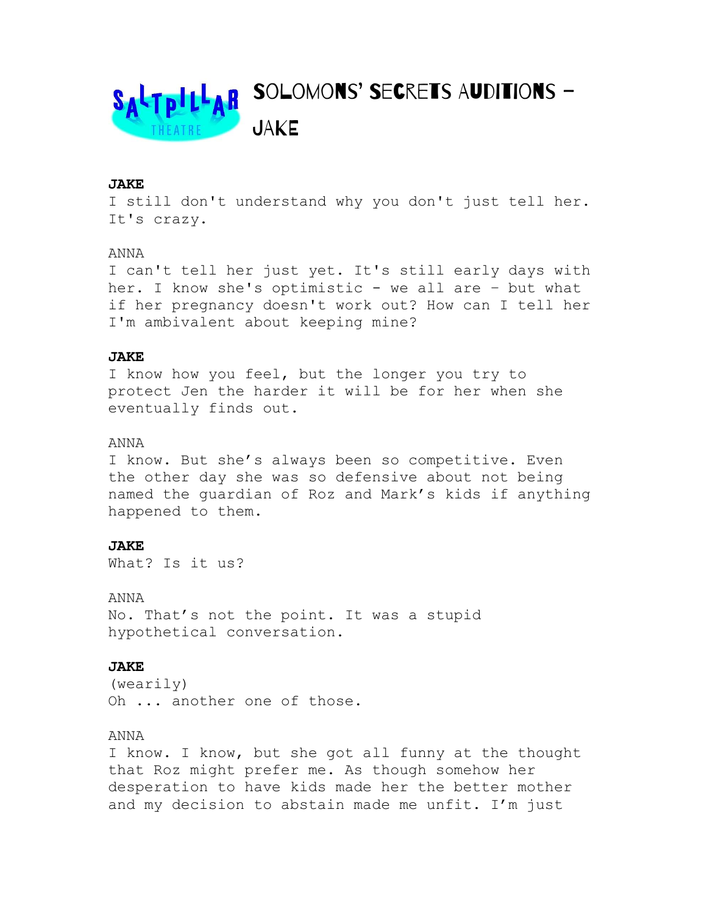# Solomons' Secrets Auditions – Jake

**JAKE**
I still don't understand why you don't just tell her. It's crazy.

ANNA
I can't tell her just yet. It's still early days with her. I know she's optimistic - we all are – but what if her pregnancy doesn't work out? How can I tell her I'm ambivalent about keeping mine?

**JAKE**
I know how you feel, but the longer you try to protect Jen the harder it will be for her when she eventually finds out.

ANNA
I know. But she's always been so competitive. Even the other day she was so defensive about not being named the guardian of Roz and Mark's kids if anything happened to them.

**JAKE**
What? Is it us?

ANNA
No. That's not the point. It was a stupid hypothetical conversation.

**JAKE**
(wearily)
Oh ... another one of those.

ANNA
I know. I know, but she got all funny at the thought that Roz might prefer me. As though somehow her desperation to have kids made her the better mother and my decision to abstain made me unfit. I'm just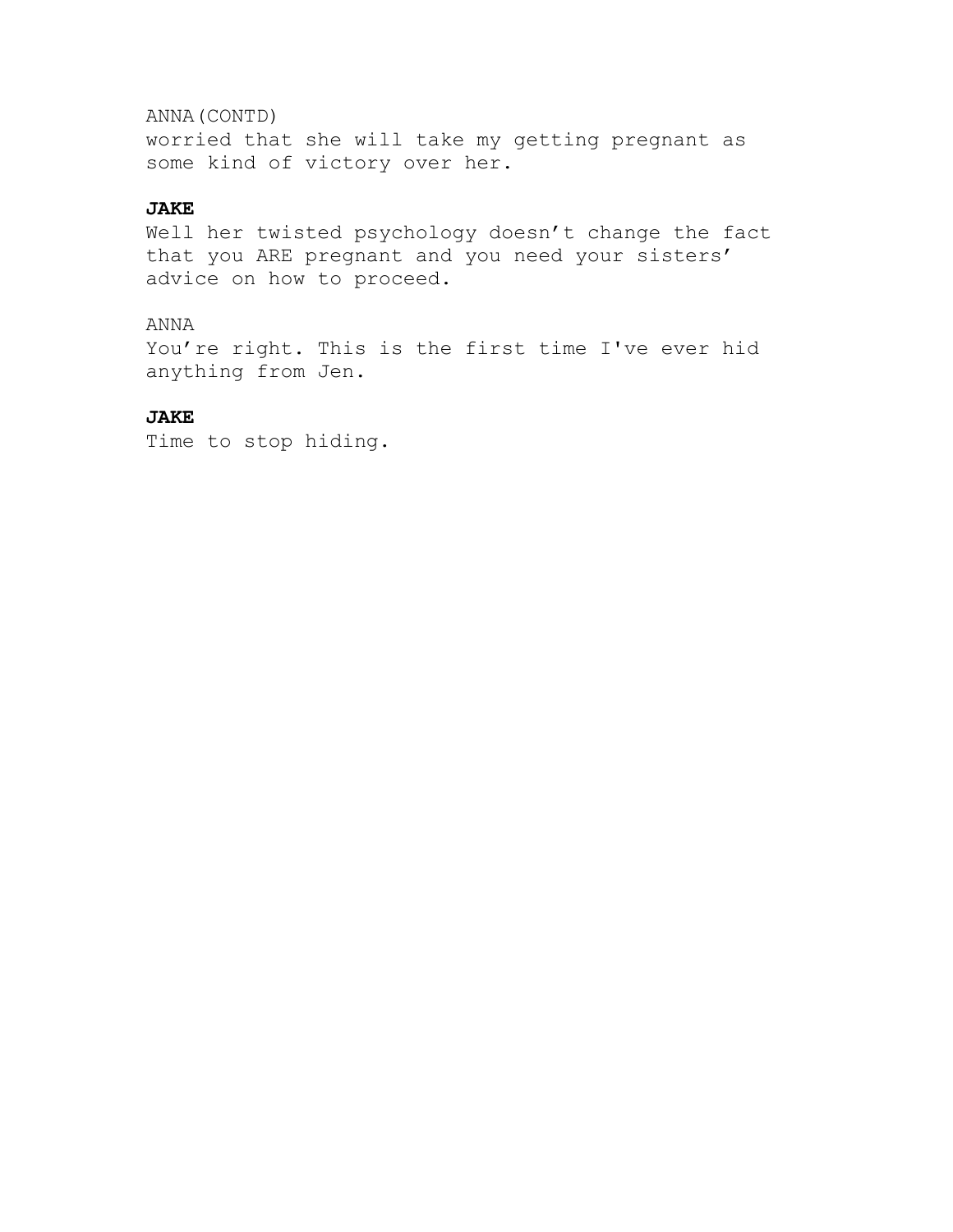ANNA(CONTD)
worried that she will take my getting pregnant as some kind of victory over her.

**JAKE**
Well her twisted psychology doesn't change the fact that you ARE pregnant and you need your sisters' advice on how to proceed.

ANNA
You're right. This is the first time I've ever hid anything from Jen.

**JAKE**
Time to stop hiding.